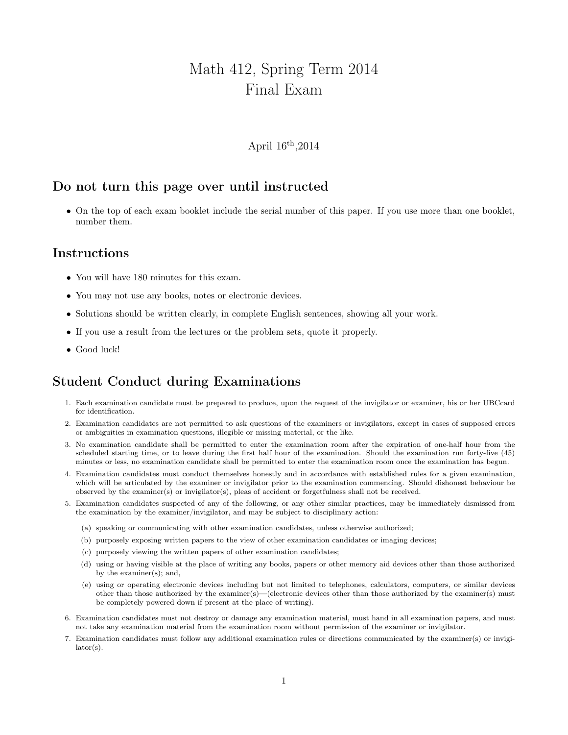# Math 412, Spring Term 2014
# Final Exam

April 16th,2014

## Do not turn this page over until instructed

- On the top of each exam booklet include the serial number of this paper. If you use more than one booklet, number them.

## Instructions

- You will have 180 minutes for this exam.
- You may not use any books, notes or electronic devices.
- Solutions should be written clearly, in complete English sentences, showing all your work.
- If you use a result from the lectures or the problem sets, quote it properly.
- Good luck!

## Student Conduct during Examinations

1. Each examination candidate must be prepared to produce, upon the request of the invigilator or examiner, his or her UBCcard for identification.
2. Examination candidates are not permitted to ask questions of the examiners or invigilators, except in cases of supposed errors or ambiguities in examination questions, illegible or missing material, or the like.
3. No examination candidate shall be permitted to enter the examination room after the expiration of one-half hour from the scheduled starting time, or to leave during the first half hour of the examination. Should the examination run forty-five (45) minutes or less, no examination candidate shall be permitted to enter the examination room once the examination has begun.
4. Examination candidates must conduct themselves honestly and in accordance with established rules for a given examination, which will be articulated by the examiner or invigilator prior to the examination commencing. Should dishonest behaviour be observed by the examiner(s) or invigilator(s), pleas of accident or forgetfulness shall not be received.
5. Examination candidates suspected of any of the following, or any other similar practices, may be immediately dismissed from the examination by the examiner/invigilator, and may be subject to disciplinary action:
   (a) speaking or communicating with other examination candidates, unless otherwise authorized;
   (b) purposely exposing written papers to the view of other examination candidates or imaging devices;
   (c) purposely viewing the written papers of other examination candidates;
   (d) using or having visible at the place of writing any books, papers or other memory aid devices other than those authorized by the examiner(s); and,
   (e) using or operating electronic devices including but not limited to telephones, calculators, computers, or similar devices other than those authorized by the examiner(s)—(electronic devices other than those authorized by the examiner(s) must be completely powered down if present at the place of writing).
6. Examination candidates must not destroy or damage any examination material, must hand in all examination papers, and must not take any examination material from the examination room without permission of the examiner or invigilator.
7. Examination candidates must follow any additional examination rules or directions communicated by the examiner(s) or invigilator(s).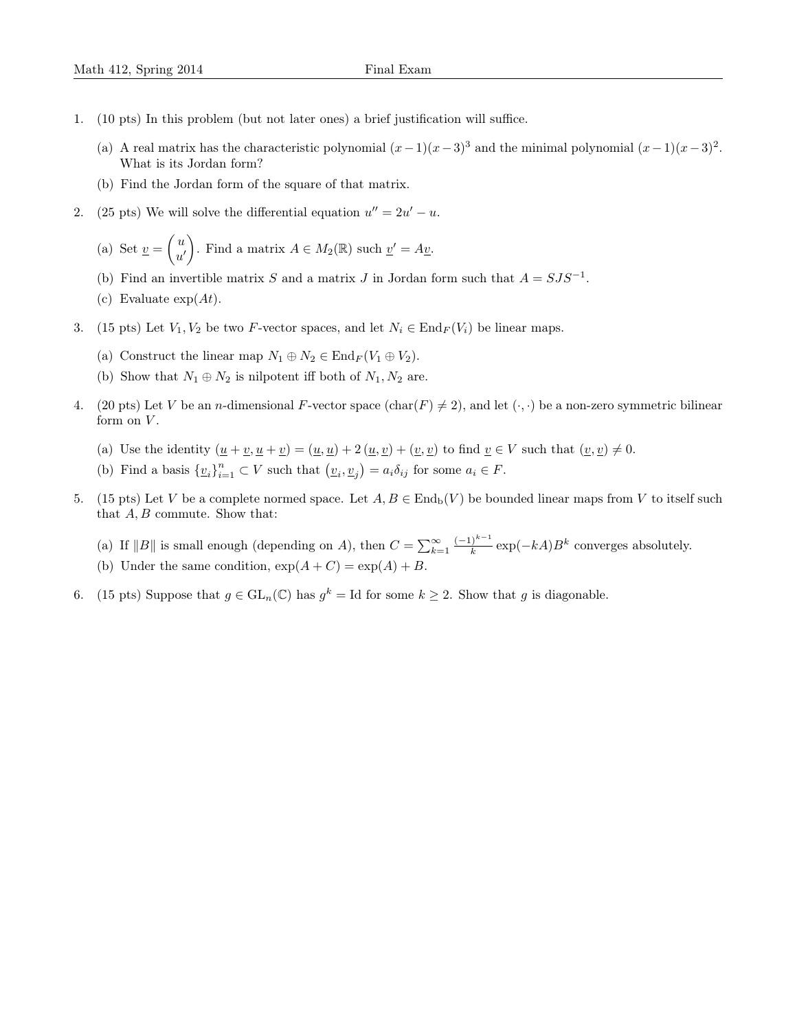1. (10 pts) In this problem (but not later ones) a brief justification will suffice.

   (a) A real matrix has the characteristic polynomial $(x-1)(x-3)^3$ and the minimal polynomial $(x-1)(x-3)^2$. What is its Jordan form?

   (b) Find the Jordan form of the square of that matrix.

2. (25 pts) We will solve the differential equation $u'' = 2u' - u$.

   (a) Set $\underline{v} = \begin{pmatrix} u \\ u' \end{pmatrix}$. Find a matrix $A \in M_2(\mathbb{R})$ such $\underline{v}' = A\underline{v}$.

   (b) Find an invertible matrix $S$ and a matrix $J$ in Jordan form such that $A = SJS^{-1}$.

   (c) Evaluate $\exp(At)$.

3. (15 pts) Let $V_1, V_2$ be two $F$-vector spaces, and let $N_i \in \mathrm{End}_F(V_i)$ be linear maps.

   (a) Construct the linear map $N_1 \oplus N_2 \in \mathrm{End}_F(V_1 \oplus V_2)$.

   (b) Show that $N_1 \oplus N_2$ is nilpotent iff both of $N_1, N_2$ are.

4. (20 pts) Let $V$ be an $n$-dimensional $F$-vector space ($\mathrm{char}(F) \neq 2$), and let $(\cdot, \cdot)$ be a non-zero symmetric bilinear form on $V$.

   (a) Use the identity $(\underline{u} + \underline{v}, \underline{u} + \underline{v}) = (\underline{u}, \underline{u}) + 2(\underline{u}, \underline{v}) + (\underline{v}, \underline{v})$ to find $\underline{v} \in V$ such that $(\underline{v}, \underline{v}) \neq 0$.

   (b) Find a basis $\{\underline{v}_i\}_{i=1}^n \subset V$ such that $(\underline{v}_i, \underline{v}_j) = a_i \delta_{ij}$ for some $a_i \in F$.

5. (15 pts) Let $V$ be a complete normed space. Let $A, B \in \mathrm{End}_{\mathrm{b}}(V)$ be bounded linear maps from $V$ to itself such that $A, B$ commute. Show that:

   (a) If $\|B\|$ is small enough (depending on $A$), then $C = \sum_{k=1}^{\infty} \frac{(-1)^{k-1}}{k} \exp(-kA) B^k$ converges absolutely.

   (b) Under the same condition, $\exp(A + C) = \exp(A) + B$.

6. (15 pts) Suppose that $g \in \mathrm{GL}_n(\mathbb{C})$ has $g^k = \mathrm{Id}$ for some $k \geq 2$. Show that $g$ is diagonable.